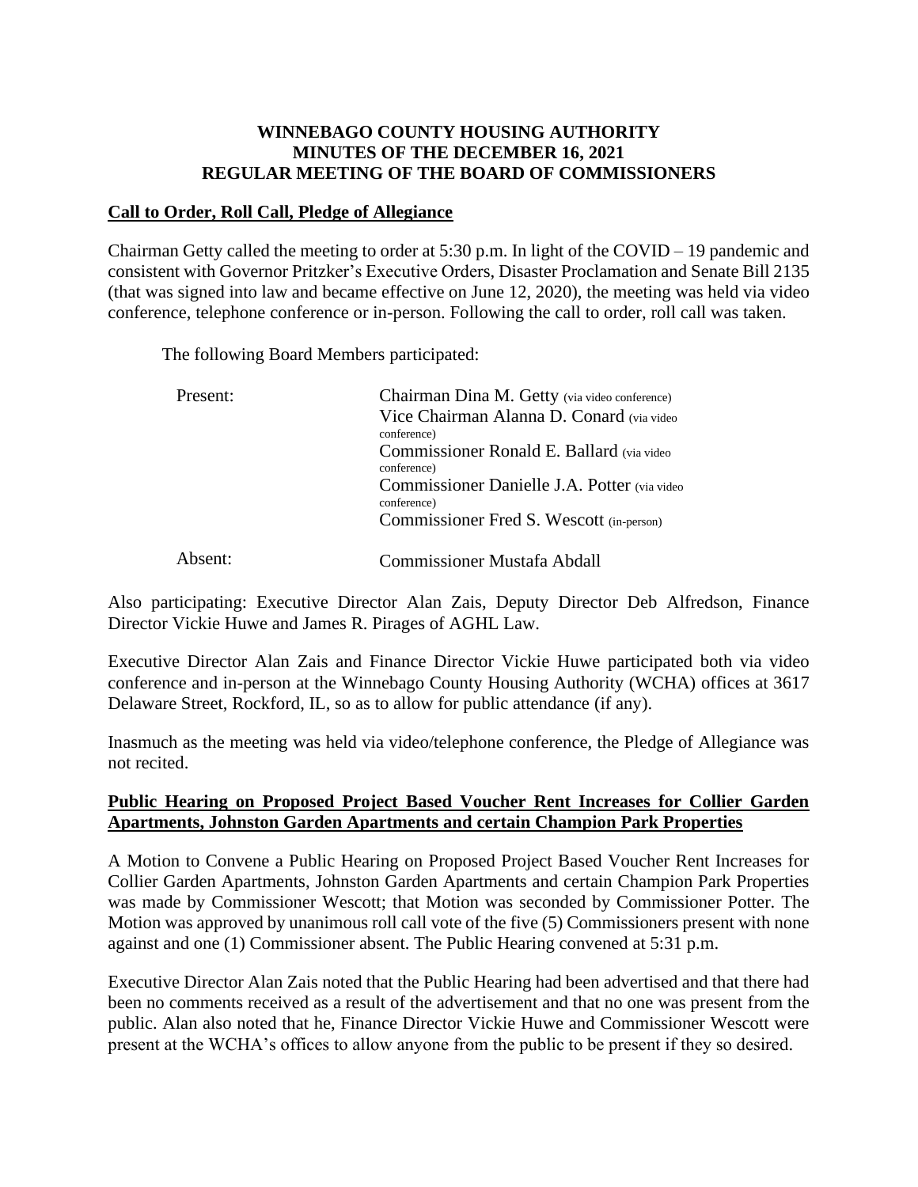**WINNEBAGO COUNTY HOUSING AUTHORITY**
**MINUTES OF THE DECEMBER 16, 2021**
**REGULAR MEETING OF THE BOARD OF COMMISSIONERS**

**Call to Order, Roll Call, Pledge of Allegiance**

Chairman Getty called the meeting to order at 5:30 p.m. In light of the COVID – 19 pandemic and consistent with Governor Pritzker's Executive Orders, Disaster Proclamation and Senate Bill 2135 (that was signed into law and became effective on June 12, 2020), the meeting was held via video conference, telephone conference or in-person. Following the call to order, roll call was taken.

The following Board Members participated:

| | |
|---|---|
| Present: | Chairman Dina M. Getty (via video conference)<br>Vice Chairman Alanna D. Conard (via video conference)<br>Commissioner Ronald E. Ballard (via video conference)<br>Commissioner Danielle J.A. Potter (via video conference)<br>Commissioner Fred S. Wescott (in-person) |
| Absent: | Commissioner Mustafa Abdall |

Also participating: Executive Director Alan Zais, Deputy Director Deb Alfredson, Finance Director Vickie Huwe and James R. Pirages of AGHL Law.

Executive Director Alan Zais and Finance Director Vickie Huwe participated both via video conference and in-person at the Winnebago County Housing Authority (WCHA) offices at 3617 Delaware Street, Rockford, IL, so as to allow for public attendance (if any).

Inasmuch as the meeting was held via video/telephone conference, the Pledge of Allegiance was not recited.

**Public Hearing on Proposed Project Based Voucher Rent Increases for Collier Garden Apartments, Johnston Garden Apartments and certain Champion Park Properties**

A Motion to Convene a Public Hearing on Proposed Project Based Voucher Rent Increases for Collier Garden Apartments, Johnston Garden Apartments and certain Champion Park Properties was made by Commissioner Wescott; that Motion was seconded by Commissioner Potter. The Motion was approved by unanimous roll call vote of the five (5) Commissioners present with none against and one (1) Commissioner absent. The Public Hearing convened at 5:31 p.m.

Executive Director Alan Zais noted that the Public Hearing had been advertised and that there had been no comments received as a result of the advertisement and that no one was present from the public. Alan also noted that he, Finance Director Vickie Huwe and Commissioner Wescott were present at the WCHA's offices to allow anyone from the public to be present if they so desired.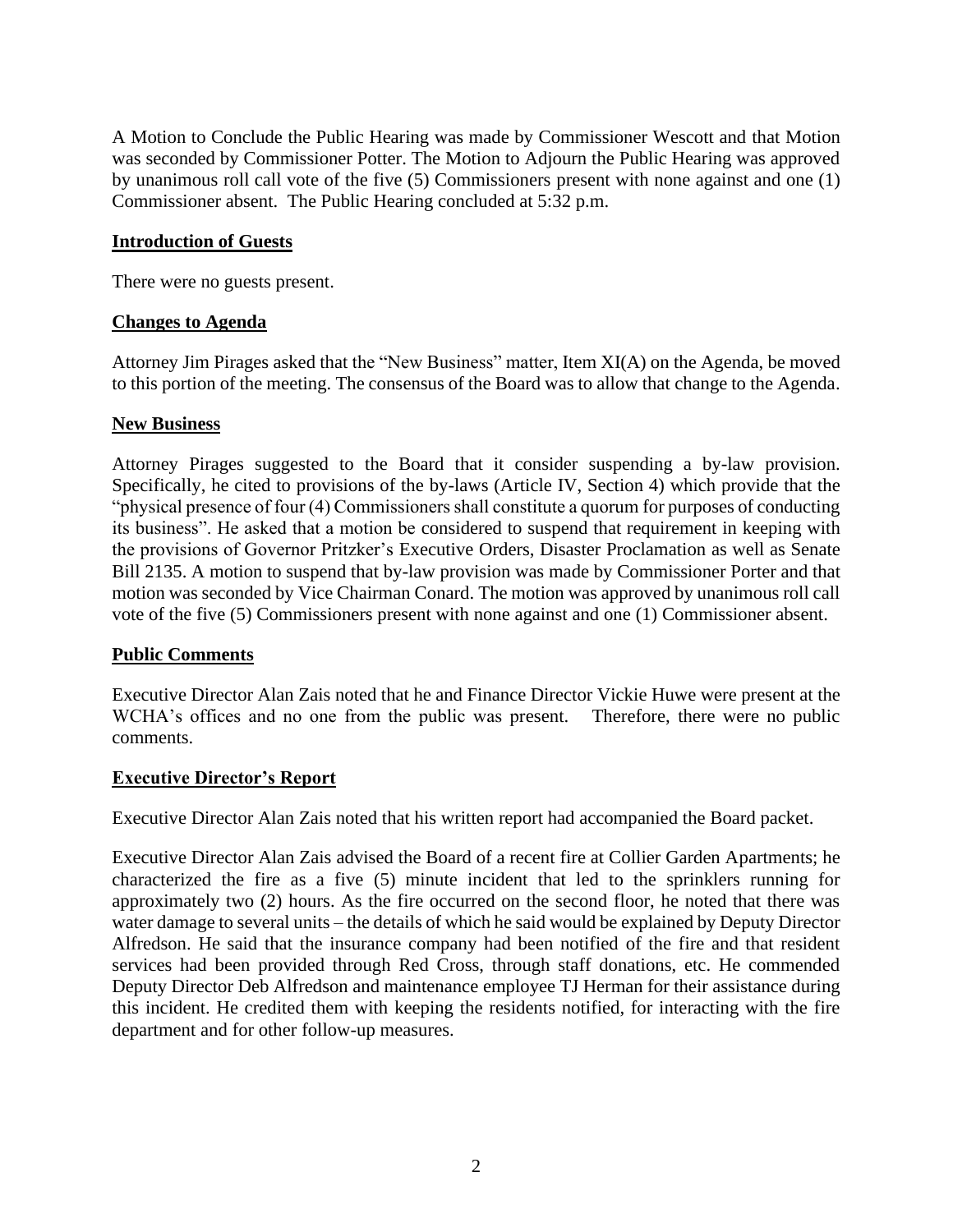A Motion to Conclude the Public Hearing was made by Commissioner Wescott and that Motion was seconded by Commissioner Potter. The Motion to Adjourn the Public Hearing was approved by unanimous roll call vote of the five (5) Commissioners present with none against and one (1) Commissioner absent. The Public Hearing concluded at 5:32 p.m.

**Introduction of Guests**

There were no guests present.

**Changes to Agenda**

Attorney Jim Pirages asked that the "New Business" matter, Item XI(A) on the Agenda, be moved to this portion of the meeting. The consensus of the Board was to allow that change to the Agenda.

**New Business**

Attorney Pirages suggested to the Board that it consider suspending a by-law provision. Specifically, he cited to provisions of the by-laws (Article IV, Section 4) which provide that the "physical presence of four (4) Commissioners shall constitute a quorum for purposes of conducting its business". He asked that a motion be considered to suspend that requirement in keeping with the provisions of Governor Pritzker's Executive Orders, Disaster Proclamation as well as Senate Bill 2135. A motion to suspend that by-law provision was made by Commissioner Porter and that motion was seconded by Vice Chairman Conard. The motion was approved by unanimous roll call vote of the five (5) Commissioners present with none against and one (1) Commissioner absent.

**Public Comments**

Executive Director Alan Zais noted that he and Finance Director Vickie Huwe were present at the WCHA's offices and no one from the public was present. Therefore, there were no public comments.

**Executive Director's Report**

Executive Director Alan Zais noted that his written report had accompanied the Board packet.

Executive Director Alan Zais advised the Board of a recent fire at Collier Garden Apartments; he characterized the fire as a five (5) minute incident that led to the sprinklers running for approximately two (2) hours. As the fire occurred on the second floor, he noted that there was water damage to several units – the details of which he said would be explained by Deputy Director Alfredson. He said that the insurance company had been notified of the fire and that resident services had been provided through Red Cross, through staff donations, etc. He commended Deputy Director Deb Alfredson and maintenance employee TJ Herman for their assistance during this incident. He credited them with keeping the residents notified, for interacting with the fire department and for other follow-up measures.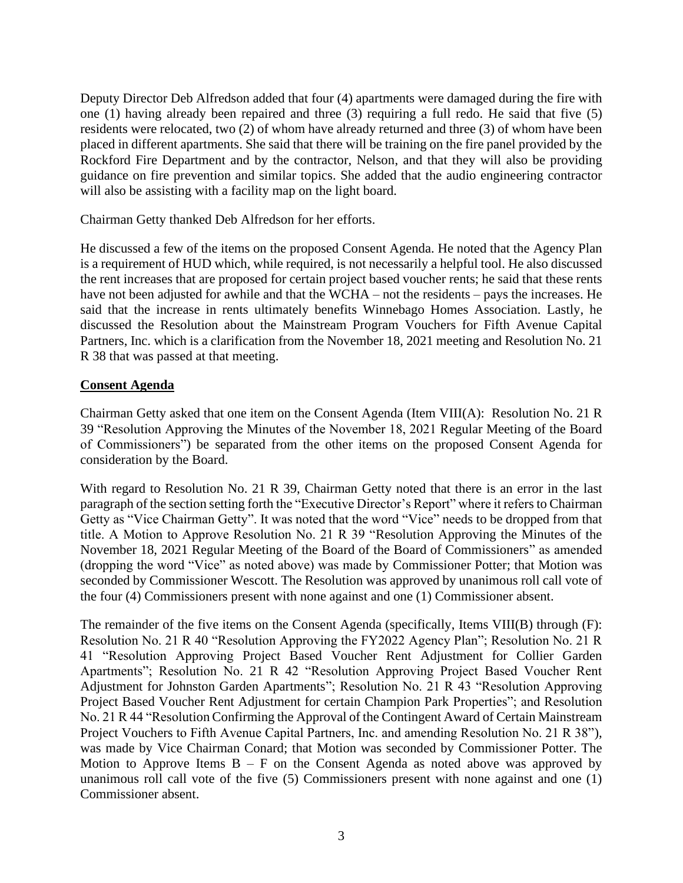Deputy Director Deb Alfredson added that four (4) apartments were damaged during the fire with one (1) having already been repaired and three (3) requiring a full redo. He said that five (5) residents were relocated, two (2) of whom have already returned and three (3) of whom have been placed in different apartments. She said that there will be training on the fire panel provided by the Rockford Fire Department and by the contractor, Nelson, and that they will also be providing guidance on fire prevention and similar topics. She added that the audio engineering contractor will also be assisting with a facility map on the light board.

Chairman Getty thanked Deb Alfredson for her efforts.

He discussed a few of the items on the proposed Consent Agenda. He noted that the Agency Plan is a requirement of HUD which, while required, is not necessarily a helpful tool. He also discussed the rent increases that are proposed for certain project based voucher rents; he said that these rents have not been adjusted for awhile and that the WCHA – not the residents – pays the increases. He said that the increase in rents ultimately benefits Winnebago Homes Association. Lastly, he discussed the Resolution about the Mainstream Program Vouchers for Fifth Avenue Capital Partners, Inc. which is a clarification from the November 18, 2021 meeting and Resolution No. 21 R 38 that was passed at that meeting.

**Consent Agenda**

Chairman Getty asked that one item on the Consent Agenda (Item VIII(A): Resolution No. 21 R 39 "Resolution Approving the Minutes of the November 18, 2021 Regular Meeting of the Board of Commissioners") be separated from the other items on the proposed Consent Agenda for consideration by the Board.

With regard to Resolution No. 21 R 39, Chairman Getty noted that there is an error in the last paragraph of the section setting forth the "Executive Director's Report" where it refers to Chairman Getty as "Vice Chairman Getty". It was noted that the word "Vice" needs to be dropped from that title. A Motion to Approve Resolution No. 21 R 39 "Resolution Approving the Minutes of the November 18, 2021 Regular Meeting of the Board of the Board of Commissioners" as amended (dropping the word "Vice" as noted above) was made by Commissioner Potter; that Motion was seconded by Commissioner Wescott. The Resolution was approved by unanimous roll call vote of the four (4) Commissioners present with none against and one (1) Commissioner absent.

The remainder of the five items on the Consent Agenda (specifically, Items VIII(B) through (F): Resolution No. 21 R 40 "Resolution Approving the FY2022 Agency Plan"; Resolution No. 21 R 41 "Resolution Approving Project Based Voucher Rent Adjustment for Collier Garden Apartments"; Resolution No. 21 R 42 "Resolution Approving Project Based Voucher Rent Adjustment for Johnston Garden Apartments"; Resolution No. 21 R 43 "Resolution Approving Project Based Voucher Rent Adjustment for certain Champion Park Properties"; and Resolution No. 21 R 44 "Resolution Confirming the Approval of the Contingent Award of Certain Mainstream Project Vouchers to Fifth Avenue Capital Partners, Inc. and amending Resolution No. 21 R 38"), was made by Vice Chairman Conard; that Motion was seconded by Commissioner Potter. The Motion to Approve Items B – F on the Consent Agenda as noted above was approved by unanimous roll call vote of the five (5) Commissioners present with none against and one (1) Commissioner absent.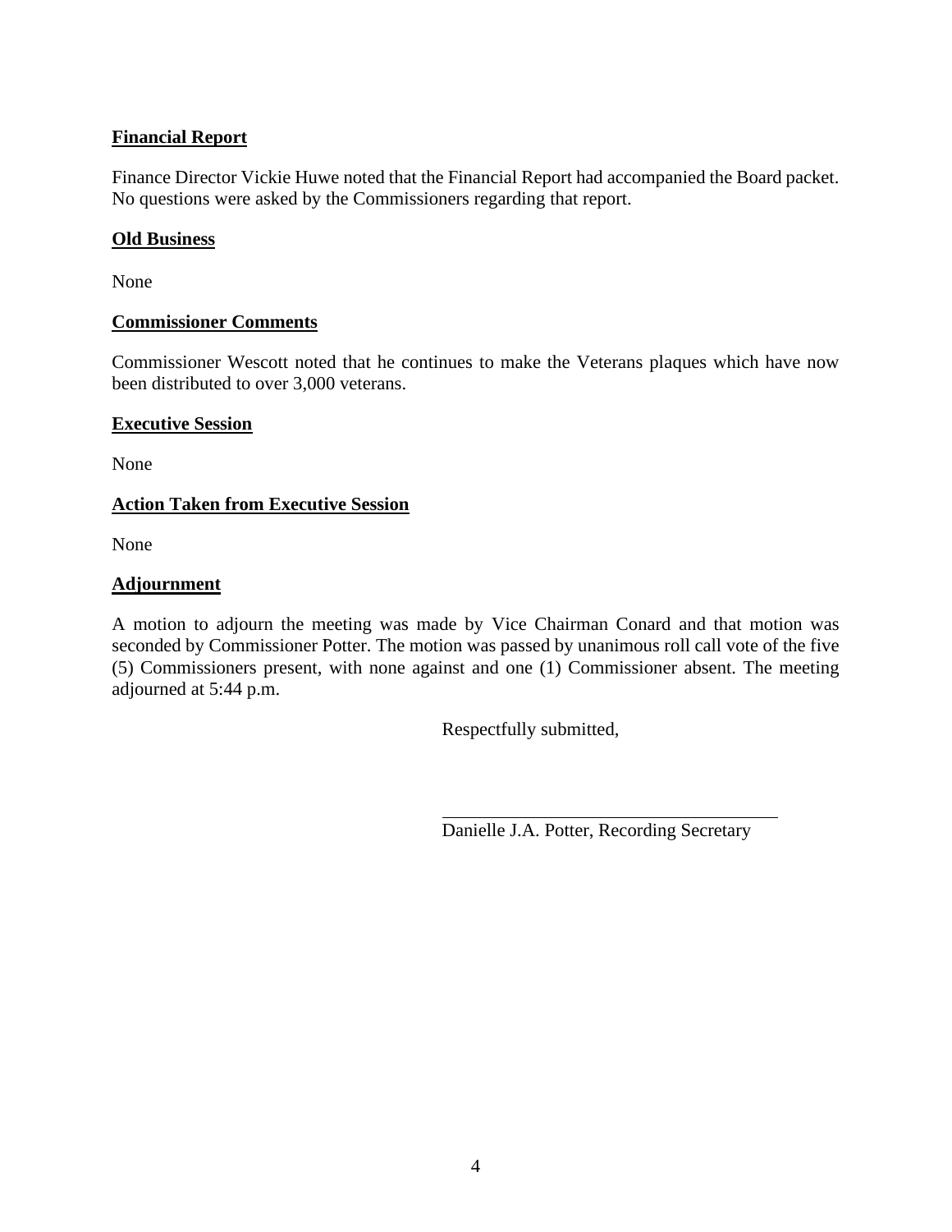**Financial Report**

Finance Director Vickie Huwe noted that the Financial Report had accompanied the Board packet. No questions were asked by the Commissioners regarding that report.

**Old Business**

None

**Commissioner Comments**

Commissioner Wescott noted that he continues to make the Veterans plaques which have now been distributed to over 3,000 veterans.

**Executive Session**

None

**Action Taken from Executive Session**

None

**Adjournment**

A motion to adjourn the meeting was made by Vice Chairman Conard and that motion was seconded by Commissioner Potter. The motion was passed by unanimous roll call vote of the five (5) Commissioners present, with none against and one (1) Commissioner absent. The meeting adjourned at 5:44 p.m.

Respectfully submitted,

Danielle J.A. Potter, Recording Secretary